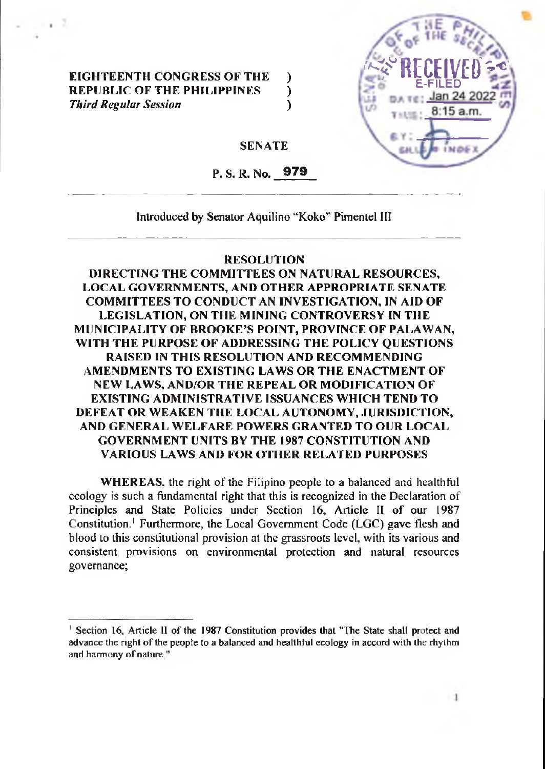**EIGHTEENTH CONGRESS OF THE REPUBLIC OF THE PHILIPPINES** )
***Third Regular Session*** )

RECEIVED
E-FILED
DATE: Jan 24 2022
TIME: 8:15 a.m.

**SENATE**

**P. S. R. No. 979**

Introduced by Senator Aquilino "Koko" Pimentel III

## RESOLUTION

**DIRECTING THE COMMITTEES ON NATURAL RESOURCES, LOCAL GOVERNMENTS, AND OTHER APPROPRIATE SENATE COMMITTEES TO CONDUCT AN INVESTIGATION, IN AID OF LEGISLATION, ON THE MINING CONTROVERSY IN THE MUNICIPALITY OF BROOKE'S POINT, PROVINCE OF PALAWAN, WITH THE PURPOSE OF ADDRESSING THE POLICY QUESTIONS RAISED IN THIS RESOLUTION AND RECOMMENDING AMENDMENTS TO EXISTING LAWS OR THE ENACTMENT OF NEW LAWS, AND/OR THE REPEAL OR MODIFICATION OF EXISTING ADMINISTRATIVE ISSUANCES WHICH TEND TO DEFEAT OR WEAKEN THE LOCAL AUTONOMY, JURISDICTION, AND GENERAL WELFARE POWERS GRANTED TO OUR LOCAL GOVERNMENT UNITS BY THE 1987 CONSTITUTION AND VARIOUS LAWS AND FOR OTHER RELATED PURPOSES**

**WHEREAS**, the right of the Filipino people to a balanced and healthful ecology is such a fundamental right that this is recognized in the Declaration of Principles and State Policies under Section 16, Article II of our 1987 Constitution.[1] Furthermore, the Local Government Code (LGC) gave flesh and blood to this constitutional provision at the grassroots level, with its various and consistent provisions on environmental protection and natural resources governance;

---

[1] Section 16, Article II of the 1987 Constitution provides that "The State shall protect and advance the right of the people to a balanced and healthful ecology in accord with the rhythm and harmony of nature."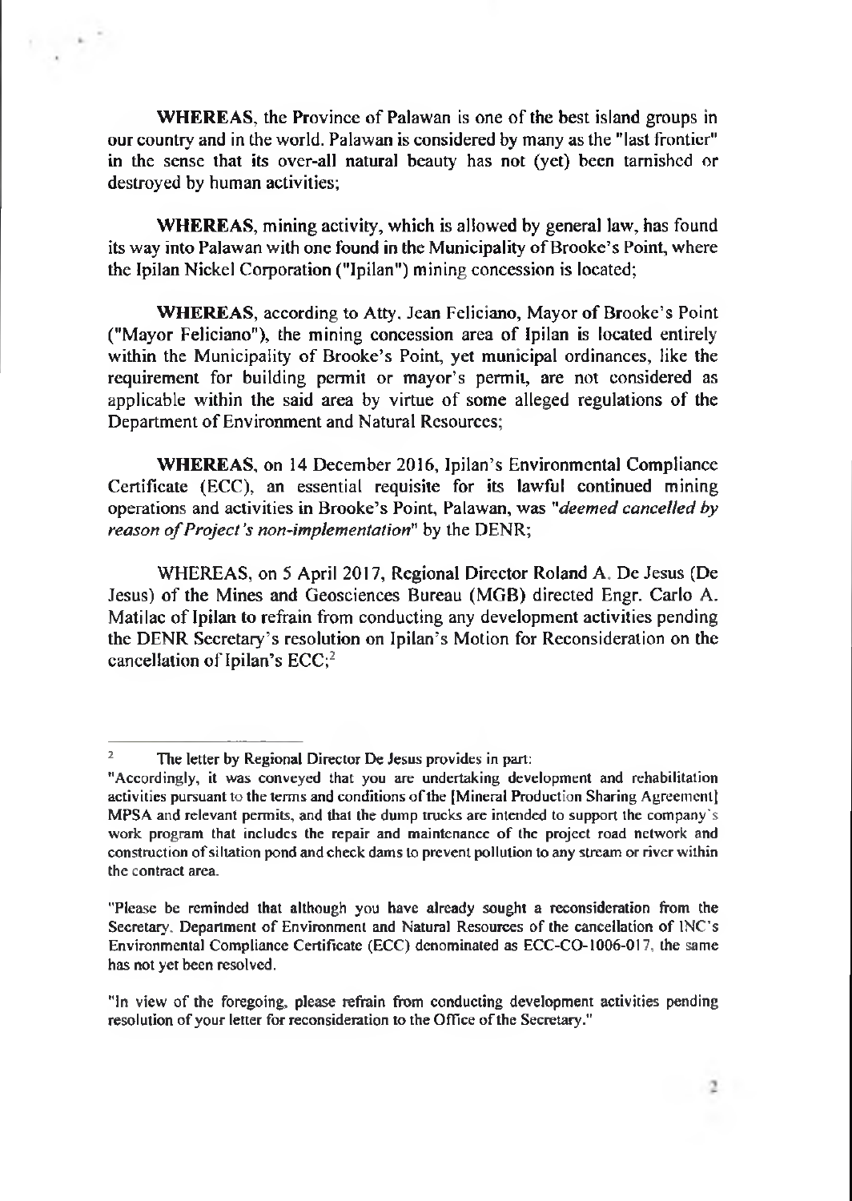**WHEREAS**, the Province of Palawan is one of the best island groups in our country and in the world. Palawan is considered by many as the "last frontier" in the sense that its over-all natural beauty has not (yet) been tarnished or destroyed by human activities;

**WHEREAS**, mining activity, which is allowed by general law, has found its way into Palawan with one found in the Municipality of Brooke's Point, where the Ipilan Nickel Corporation ("Ipilan") mining concession is located;

**WHEREAS**, according to Atty. Jean Feliciano, Mayor of Brooke's Point ("Mayor Feliciano"), the mining concession area of Ipilan is located entirely within the Municipality of Brooke's Point, yet municipal ordinances, like the requirement for building permit or mayor's permit, are not considered as applicable within the said area by virtue of some alleged regulations of the Department of Environment and Natural Resources;

**WHEREAS**, on 14 December 2016, Ipilan's Environmental Compliance Certificate (ECC), an essential requisite for its lawful continued mining operations and activities in Brooke's Point, Palawan, was *"deemed cancelled by reason of Project's non-implementation"* by the DENR;

WHEREAS, on 5 April 2017, Regional Director Roland A. De Jesus (De Jesus) of the Mines and Geosciences Bureau (MGB) directed Engr. Carlo A. Matilac of Ipilan to refrain from conducting any development activities pending the DENR Secretary's resolution on Ipilan's Motion for Reconsideration on the cancellation of Ipilan's ECC;[2]

---

[2] The letter by Regional Director De Jesus provides in part:

"Accordingly, it was conveyed that you are undertaking development and rehabilitation activities pursuant to the terms and conditions of the [Mineral Production Sharing Agreement] MPSA and relevant permits, and that the dump trucks are intended to support the company's work program that includes the repair and maintenance of the project road network and construction of siltation pond and check dams to prevent pollution to any stream or river within the contract area.

"Please be reminded that although you have already sought a reconsideration from the Secretary, Department of Environment and Natural Resources of the cancellation of INC's Environmental Compliance Certificate (ECC) denominated as ECC-CO-1006-017, the same has not yet been resolved.

"In view of the foregoing, please refrain from conducting development activities pending resolution of your letter for reconsideration to the Office of the Secretary."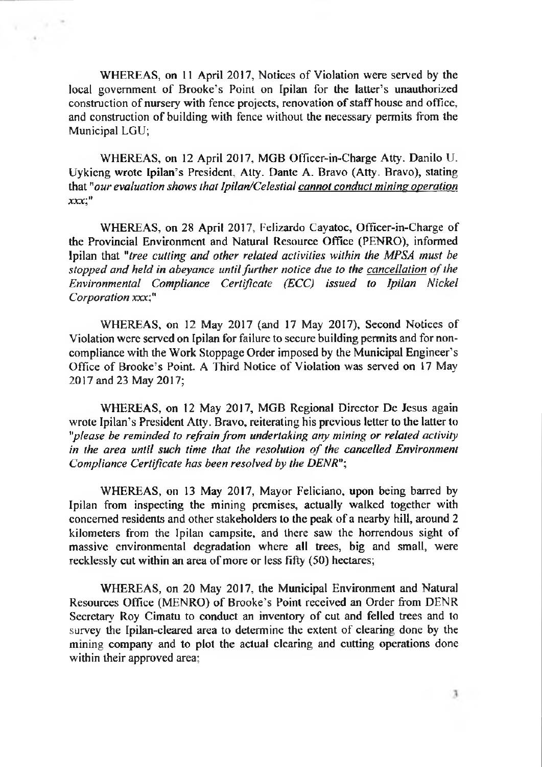WHEREAS, on 11 April 2017, Notices of Violation were served by the local government of Brooke's Point on Ipilan for the latter's unauthorized construction of nursery with fence projects, renovation of staff house and office, and construction of building with fence without the necessary permits from the Municipal LGU;

WHEREAS, on 12 April 2017, MGB Officer-in-Charge Atty. Danilo U. Uykieng wrote Ipilan's President, Atty. Dante A. Bravo (Atty. Bravo), stating that *"our evaluation shows that Ipilan/Celestial cannot conduct mining operation xxx;"*

WHEREAS, on 28 April 2017, Felizardo Cayatoc, Officer-in-Charge of the Provincial Environment and Natural Resource Office (PENRO), informed Ipilan that *"tree cutting and other related activities within the MPSA must be stopped and held in abeyance until further notice due to the cancellation of the Environmental Compliance Certificate (ECC) issued to Ipilan Nickel Corporation xxx;"*

WHEREAS, on 12 May 2017 (and 17 May 2017), Second Notices of Violation were served on Ipilan for failure to secure building permits and for non-compliance with the Work Stoppage Order imposed by the Municipal Engineer's Office of Brooke's Point. A Third Notice of Violation was served on 17 May 2017 and 23 May 2017;

WHEREAS, on 12 May 2017, MGB Regional Director De Jesus again wrote Ipilan's President Atty. Bravo, reiterating his previous letter to the latter to *"please be reminded to refrain from undertaking any mining or related activity in the area until such time that the resolution of the cancelled Environment Compliance Certificate has been resolved by the DENR"*;

WHEREAS, on 13 May 2017, Mayor Feliciano, upon being barred by Ipilan from inspecting the mining premises, actually walked together with concerned residents and other stakeholders to the peak of a nearby hill, around 2 kilometers from the Ipilan campsite, and there saw the horrendous sight of massive environmental degradation where all trees, big and small, were recklessly cut within an area of more or less fifty (50) hectares;

WHEREAS, on 20 May 2017, the Municipal Environment and Natural Resources Office (MENRO) of Brooke's Point received an Order from DENR Secretary Roy Cimatu to conduct an inventory of cut and felled trees and to survey the Ipilan-cleared area to determine the extent of clearing done by the mining company and to plot the actual clearing and cutting operations done within their approved area;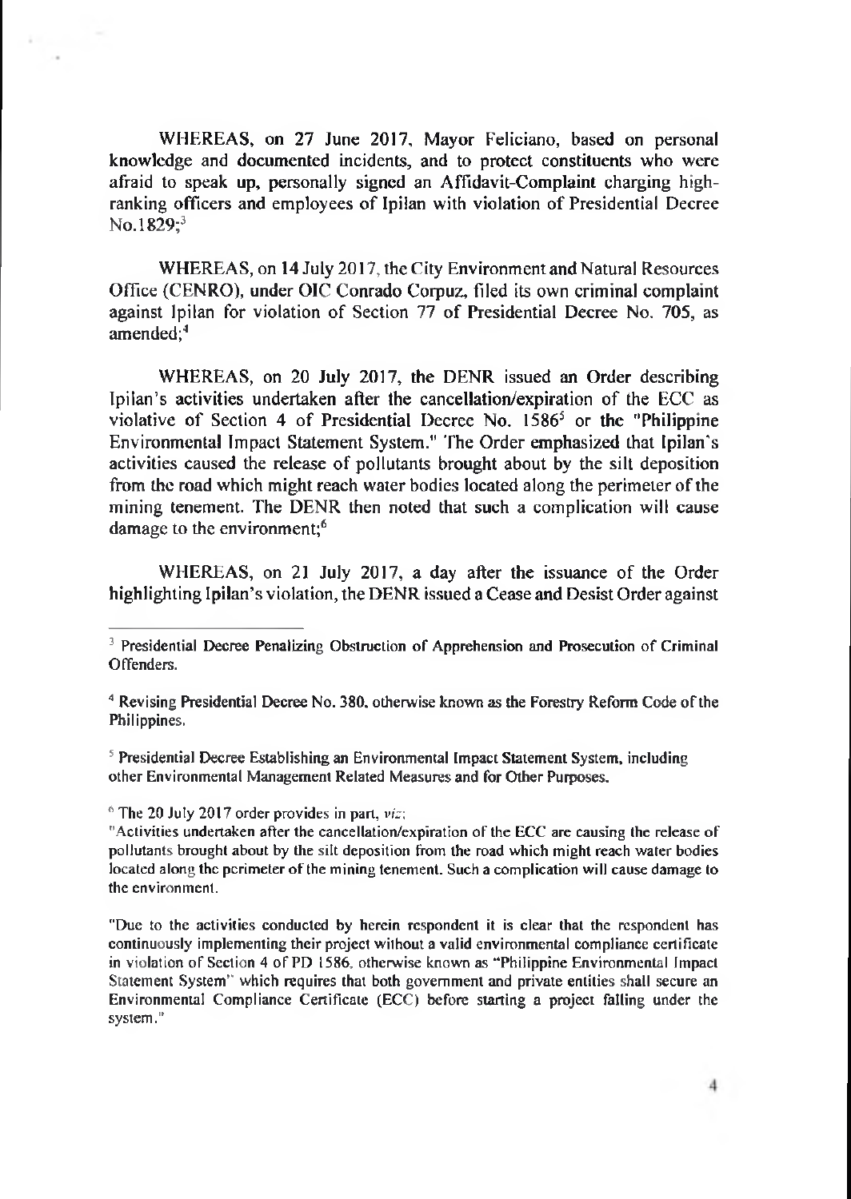WHEREAS, on 27 June 2017, Mayor Feliciano, based on personal knowledge and documented incidents, and to protect constituents who were afraid to speak up, personally signed an Affidavit-Complaint charging high-ranking officers and employees of Ipilan with violation of Presidential Decree No.1829;[3]

WHEREAS, on 14 July 2017, the City Environment and Natural Resources Office (CENRO), under OIC Conrado Corpuz, filed its own criminal complaint against Ipilan for violation of Section 77 of Presidential Decree No. 705, as amended;[4]

WHEREAS, on 20 July 2017, the DENR issued an Order describing Ipilan's activities undertaken after the cancellation/expiration of the ECC as violative of Section 4 of Presidential Decree No. 1586[5] or the "Philippine Environmental Impact Statement System." The Order emphasized that Ipilan's activities caused the release of pollutants brought about by the silt deposition from the road which might reach water bodies located along the perimeter of the mining tenement. The DENR then noted that such a complication will cause damage to the environment;[6]

WHEREAS, on 21 July 2017, a day after the issuance of the Order highlighting Ipilan's violation, the DENR issued a Cease and Desist Order against

---

[3] Presidential Decree Penalizing Obstruction of Apprehension and Prosecution of Criminal Offenders.

[4] Revising Presidential Decree No. 380, otherwise known as the Forestry Reform Code of the Philippines.

[5] Presidential Decree Establishing an Environmental Impact Statement System, including other Environmental Management Related Measures and for Other Purposes.

[6] The 20 July 2017 order provides in part, *viz*:

"Activities undertaken after the cancellation/expiration of the ECC are causing the release of pollutants brought about by the silt deposition from the road which might reach water bodies located along the perimeter of the mining tenement. Such a complication will cause damage to the environment.

"Due to the activities conducted by herein respondent it is clear that the respondent has continuously implementing their project without a valid environmental compliance certificate in violation of Section 4 of PD 1586, otherwise known as "Philippine Environmental Impact Statement System" which requires that both government and private entities shall secure an Environmental Compliance Certificate (ECC) before starting a project falling under the system."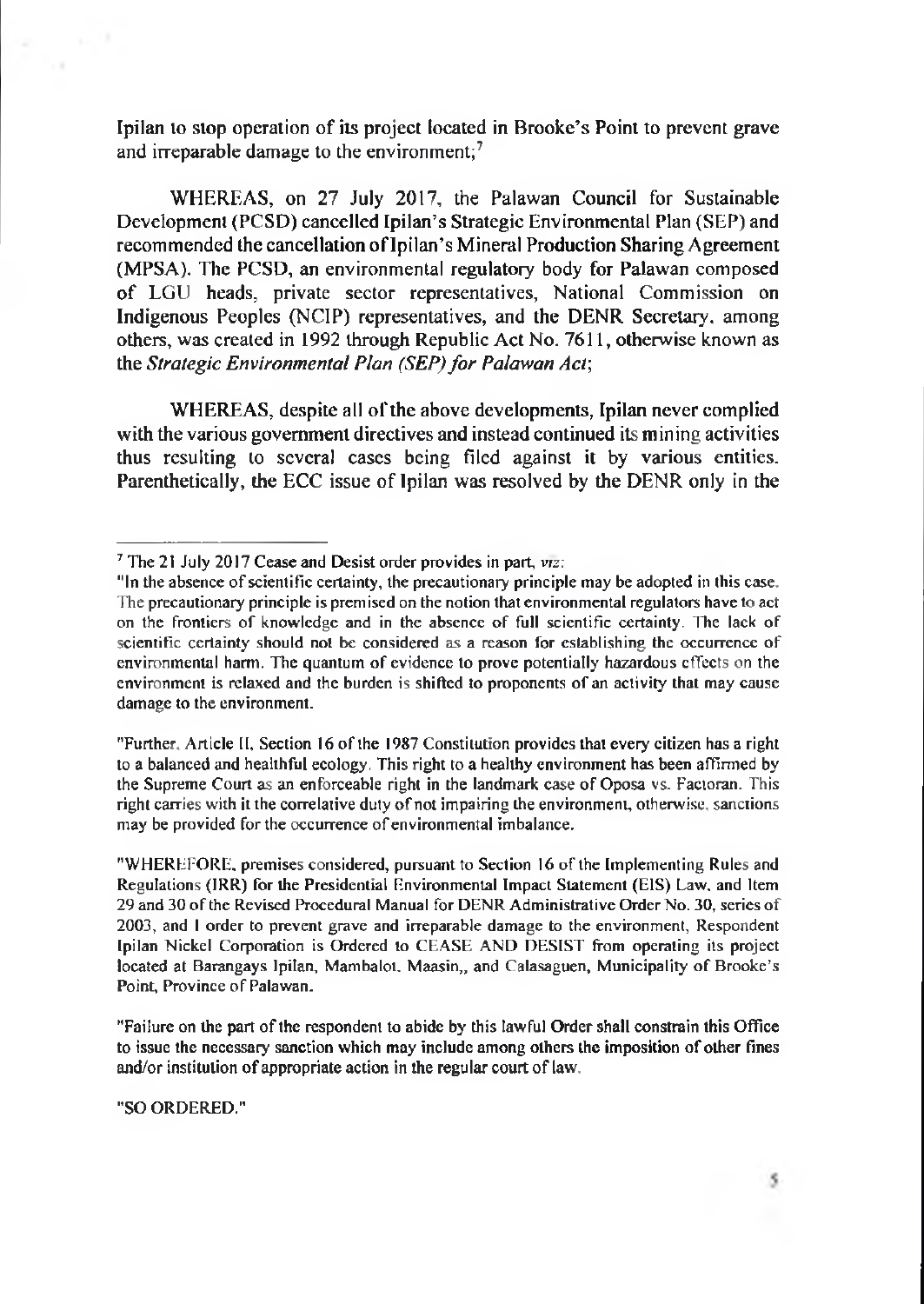Ipilan to stop operation of its project located in Brooke's Point to prevent grave and irreparable damage to the environment;[7]

WHEREAS, on 27 July 2017, the Palawan Council for Sustainable Development (PCSD) cancelled Ipilan's Strategic Environmental Plan (SEP) and recommended the cancellation of Ipilan's Mineral Production Sharing Agreement (MPSA). The PCSD, an environmental regulatory body for Palawan composed of LGU heads, private sector representatives, National Commission on Indigenous Peoples (NCIP) representatives, and the DENR Secretary, among others, was created in 1992 through Republic Act No. 7611, otherwise known as the *Strategic Environmental Plan (SEP) for Palawan Act*;

WHEREAS, despite all of the above developments, Ipilan never complied with the various government directives and instead continued its mining activities thus resulting to several cases being filed against it by various entities. Parenthetically, the ECC issue of Ipilan was resolved by the DENR only in the

---

[7] The 21 July 2017 Cease and Desist order provides in part, *viz*:

"In the absence of scientific certainty, the precautionary principle may be adopted in this case. The precautionary principle is premised on the notion that environmental regulators have to act on the frontiers of knowledge and in the absence of full scientific certainty. The lack of scientific certainty should not be considered as a reason for establishing the occurrence of environmental harm. The quantum of evidence to prove potentially hazardous effects on the environment is relaxed and the burden is shifted to proponents of an activity that may cause damage to the environment.

"Further, Article II, Section 16 of the 1987 Constitution provides that every citizen has a right to a balanced and healthful ecology. This right to a healthy environment has been affirmed by the Supreme Court as an enforceable right in the landmark case of Oposa vs. Factoran. This right carries with it the correlative duty of not impairing the environment, otherwise, sanctions may be provided for the occurrence of environmental imbalance.

"WHEREFORE, premises considered, pursuant to Section 16 of the Implementing Rules and Regulations (IRR) for the Presidential Environmental Impact Statement (EIS) Law, and Item 29 and 30 of the Revised Procedural Manual for DENR Administrative Order No. 30, series of 2003, and I order to prevent grave and irreparable damage to the environment, Respondent Ipilan Nickel Corporation is Ordered to CEASE AND DESIST from operating its project located at Barangays Ipilan, Mambalot, Maasin,, and Calasaguen, Municipality of Brooke's Point, Province of Palawan.

"Failure on the part of the respondent to abide by this lawful Order shall constrain this Office to issue the necessary sanction which may include among others the imposition of other fines and/or institution of appropriate action in the regular court of law.

"SO ORDERED."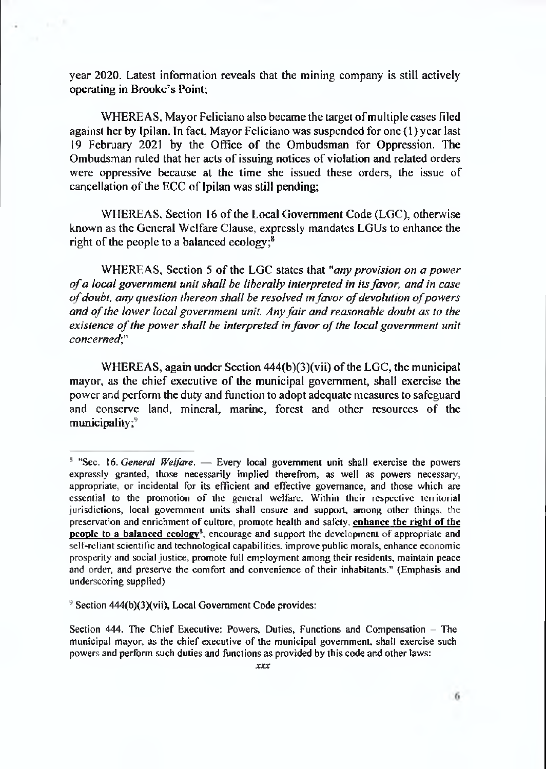year 2020. Latest information reveals that the mining company is still actively operating in Brooke's Point;

WHEREAS, Mayor Feliciano also became the target of multiple cases filed against her by Ipilan. In fact, Mayor Feliciano was suspended for one (1) year last 19 February 2021 by the Office of the Ombudsman for Oppression. The Ombudsman ruled that her acts of issuing notices of violation and related orders were oppressive because at the time she issued these orders, the issue of cancellation of the ECC of Ipilan was still pending;

WHEREAS, Section 16 of the Local Government Code (LGC), otherwise known as the General Welfare Clause, expressly mandates LGUs to enhance the right of the people to a balanced ecology;[8]

WHEREAS, Section 5 of the LGC states that "*any provision on a power of a local government unit shall be liberally interpreted in its favor, and in case of doubt, any question thereon shall be resolved in favor of devolution of powers and of the lower local government unit. Any fair and reasonable doubt as to the existence of the power shall be interpreted in favor of the local government unit concerned*;"

WHEREAS, again under Section 444(b)(3)(vii) of the LGC, the municipal mayor, as the chief executive of the municipal government, shall exercise the power and perform the duty and function to adopt adequate measures to safeguard and conserve land, mineral, marine, forest and other resources of the municipality;[9]

---

[8] "Sec. 16. *General Welfare*. — Every local government unit shall exercise the powers expressly granted, those necessarily implied therefrom, as well as powers necessary, appropriate, or incidental for its efficient and effective governance, and those which are essential to the promotion of the general welfare. Within their respective territorial jurisdictions, local government units shall ensure and support, among other things, the preservation and enrichment of culture, promote health and safety, **enhance the right of the people to a balanced ecology**[8], encourage and support the development of appropriate and self-reliant scientific and technological capabilities, improve public morals, enhance economic prosperity and social justice, promote full employment among their residents, maintain peace and order, and preserve the comfort and convenience of their inhabitants." (Emphasis and underscoring supplied)

[9] Section 444(b)(3)(vii), Local Government Code provides:

Section 444. The Chief Executive: Powers, Duties, Functions and Compensation – The municipal mayor, as the chief executive of the municipal government, shall exercise such powers and perform such duties and functions as provided by this code and other laws:

*xxx*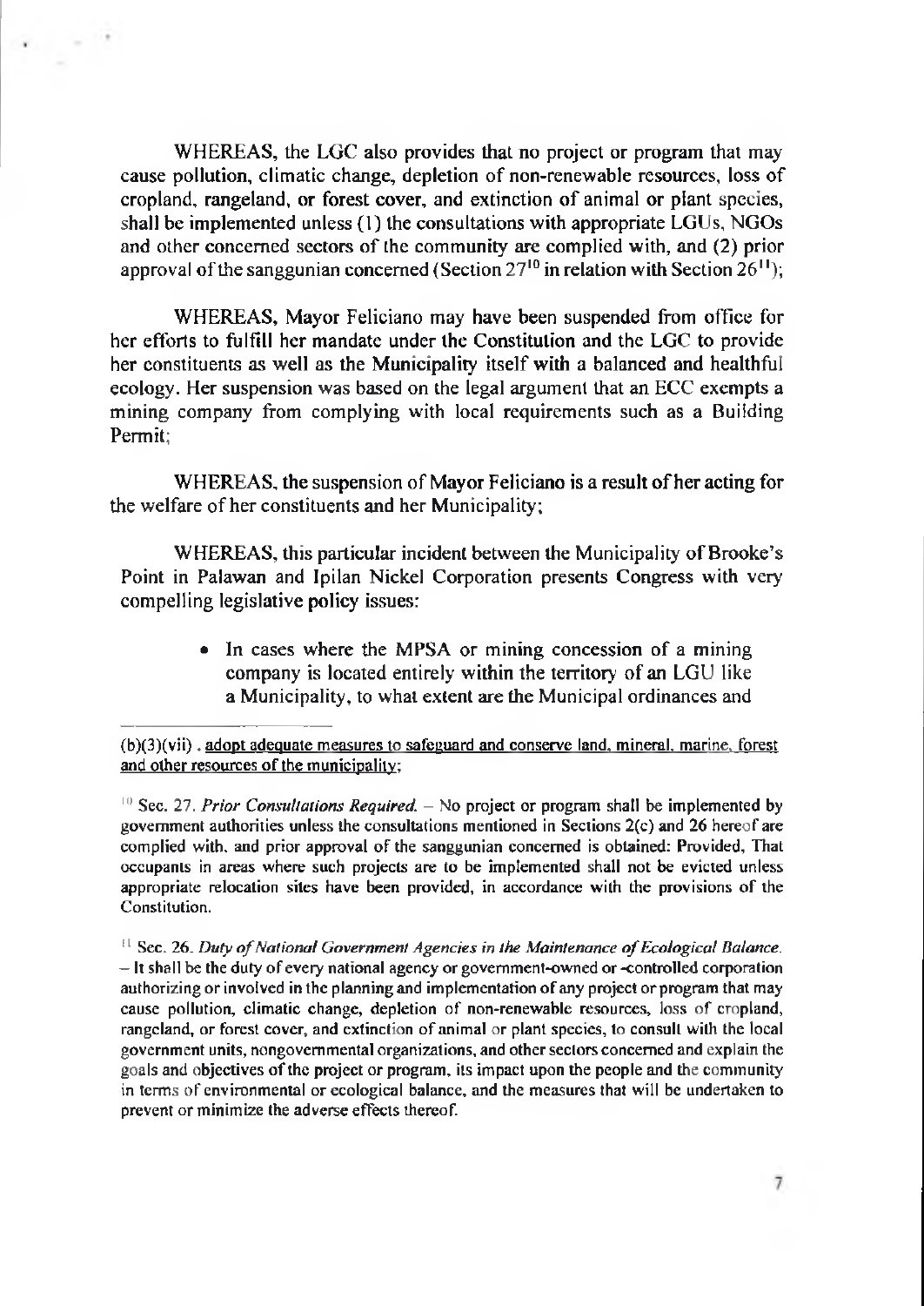WHEREAS, the LGC also provides that no project or program that may cause pollution, climatic change, depletion of non-renewable resources, loss of cropland, rangeland, or forest cover, and extinction of animal or plant species, shall be implemented unless (1) the consultations with appropriate LGUs, NGOs and other concerned sectors of the community are complied with, and (2) prior approval of the sanggunian concerned (Section 27[10] in relation with Section 26[11]);

WHEREAS, Mayor Feliciano may have been suspended from office for her efforts to fulfill her mandate under the Constitution and the LGC to provide her constituents as well as the Municipality itself with a balanced and healthful ecology. Her suspension was based on the legal argument that an ECC exempts a mining company from complying with local requirements such as a Building Permit;

WHEREAS, the suspension of Mayor Feliciano is a result of her acting for the welfare of her constituents and her Municipality;

WHEREAS, this particular incident between the Municipality of Brooke's Point in Palawan and Ipilan Nickel Corporation presents Congress with very compelling legislative policy issues:

- In cases where the MPSA or mining concession of a mining company is located entirely within the territory of an LGU like a Municipality, to what extent are the Municipal ordinances and

---

(b)(3)(vii) . <u>adopt adequate measures to safeguard and conserve land, mineral, marine, forest and other resources of the municipality;</u>

[10] Sec. 27. *Prior Consultations Required.* – No project or program shall be implemented by government authorities unless the consultations mentioned in Sections 2(c) and 26 hereof are complied with, and prior approval of the sanggunian concerned is obtained: Provided, That occupants in areas where such projects are to be implemented shall not be evicted unless appropriate relocation sites have been provided, in accordance with the provisions of the Constitution.

[11] Sec. 26. *Duty of National Government Agencies in the Maintenance of Ecological Balance.* – It shall be the duty of every national agency or government-owned or -controlled corporation authorizing or involved in the planning and implementation of any project or program that may cause pollution, climatic change, depletion of non-renewable resources, loss of cropland, rangeland, or forest cover, and extinction of animal or plant species, to consult with the local government units, nongovernmental organizations, and other sectors concerned and explain the goals and objectives of the project or program, its impact upon the people and the community in terms of environmental or ecological balance, and the measures that will be undertaken to prevent or minimize the adverse effects thereof.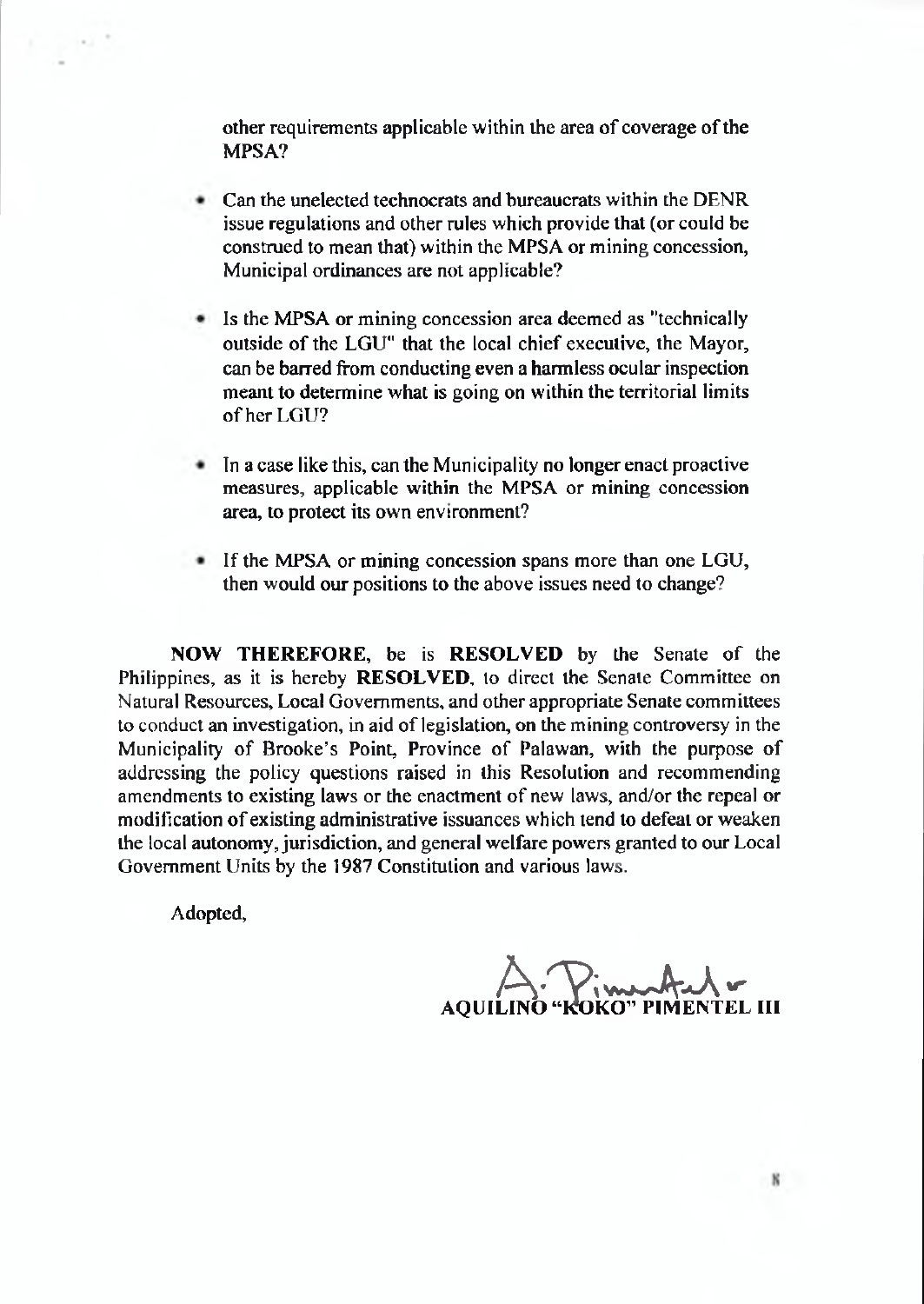other requirements applicable within the area of coverage of the MPSA?

- Can the unelected technocrats and bureaucrats within the DENR issue regulations and other rules which provide that (or could be construed to mean that) within the MPSA or mining concession, Municipal ordinances are not applicable?

- Is the MPSA or mining concession area deemed as "technically outside of the LGU" that the local chief executive, the Mayor, can be barred from conducting even a harmless ocular inspection meant to determine what is going on within the territorial limits of her LGU?

- In a case like this, can the Municipality no longer enact proactive measures, applicable within the MPSA or mining concession area, to protect its own environment?

- If the MPSA or mining concession spans more than one LGU, then would our positions to the above issues need to change?

**NOW THEREFORE**, be is **RESOLVED** by the Senate of the Philippines, as it is hereby **RESOLVED**, to direct the Senate Committee on Natural Resources, Local Governments, and other appropriate Senate committees to conduct an investigation, in aid of legislation, on the mining controversy in the Municipality of Brooke's Point, Province of Palawan, with the purpose of addressing the policy questions raised in this Resolution and recommending amendments to existing laws or the enactment of new laws, and/or the repeal or modification of existing administrative issuances which tend to defeat or weaken the local autonomy, jurisdiction, and general welfare powers granted to our Local Government Units by the 1987 Constitution and various laws.

Adopted,

**AQUILINO "KOKO" PIMENTEL III**